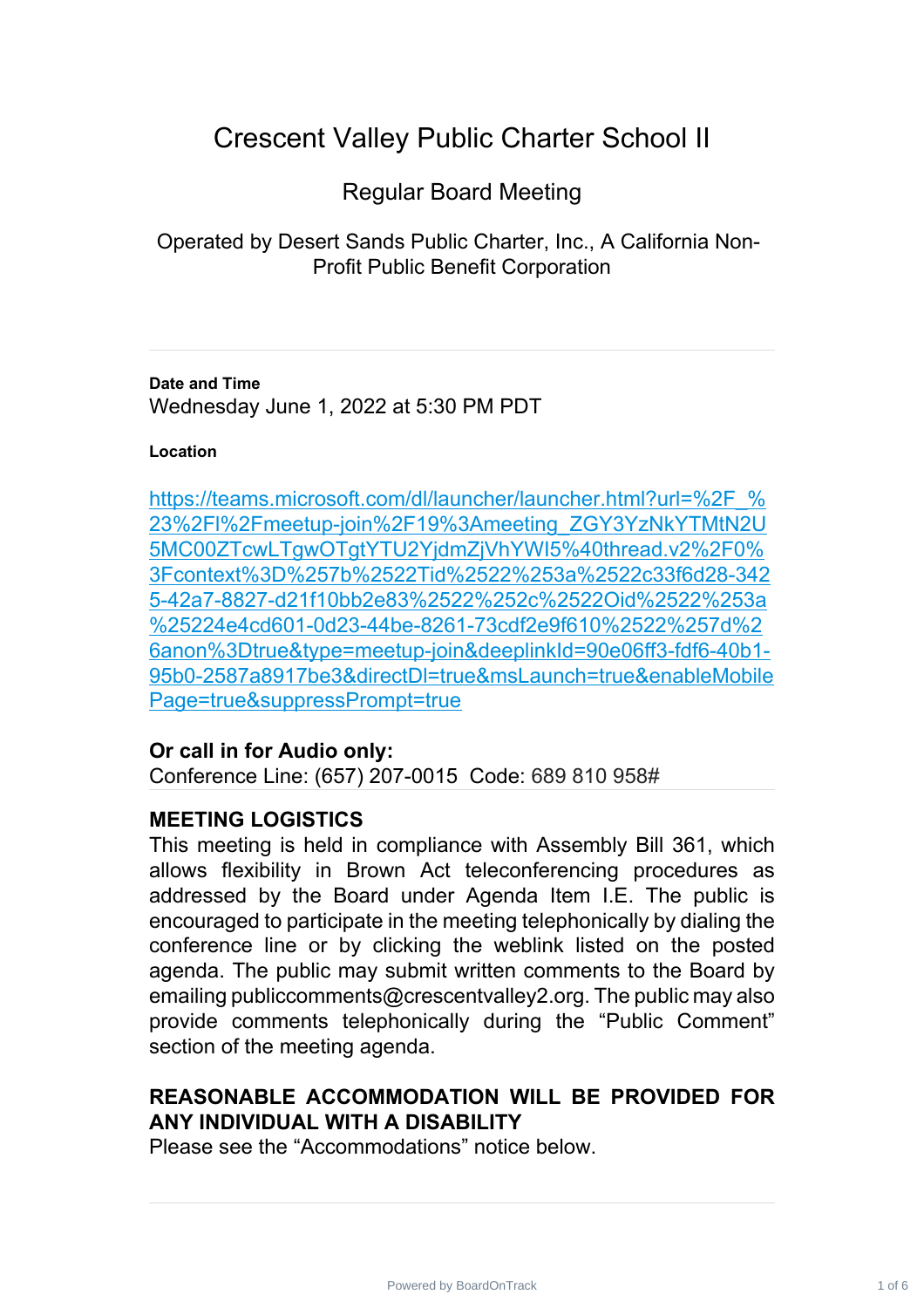# Crescent Valley Public Charter School II

## Regular Board Meeting

Operated by Desert Sands Public Charter, Inc., A California Non-Profit Public Benefit Corporation

---

**Date and Time**

Wednesday June 1, 2022 at 5:30 PM PDT

**Location**

https://teams.microsoft.com/dl/launcher/launcher.html?url=%2F_%23%2Fl%2Fmeetup-join%2F19%3Ameeting_ZGY3YzNkYTMtN2U5MC00ZTcwLTgwOTgtYTU2YjdmZjVhYWI5%40thread.v2%2F0%3Fcontext%3D%257b%2522Tid%2522%253a%2522c33f6d28-3425-42a7-8827-d21f10bb2e83%2522%252c%2522Oid%2522%253a%25224e4cd601-0d23-44be-8261-73cdf2e9f610%2522%257d%26anon%3Dtrue&type=meetup-join&deeplinkId=90e06ff3-fdf6-40b1-95b0-2587a8917be3&directDl=true&msLaunch=true&enableMobilePage=true&suppressPrompt=true

**Or call in for Audio only:**

Conference Line: (657) 207-0015 Code: 689 810 958#

---

**MEETING LOGISTICS**

This meeting is held in compliance with Assembly Bill 361, which allows flexibility in Brown Act teleconferencing procedures as addressed by the Board under Agenda Item I.E. The public is encouraged to participate in the meeting telephonically by dialing the conference line or by clicking the weblink listed on the posted agenda. The public may submit written comments to the Board by emailing publiccomments@crescentvalley2.org. The public may also provide comments telephonically during the "Public Comment" section of the meeting agenda.

**REASONABLE ACCOMMODATION WILL BE PROVIDED FOR ANY INDIVIDUAL WITH A DISABILITY**

Please see the "Accommodations" notice below.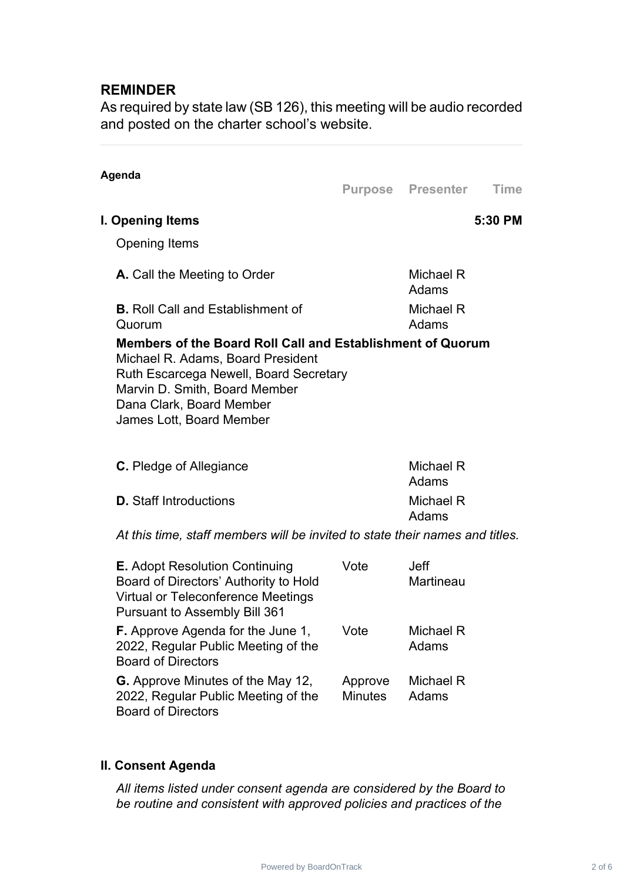## REMINDER

As required by state law (SB 126), this meeting will be audio recorded and posted on the charter school's website.

---

**Agenda**

| | Purpose | Presenter | Time |
|---|---|---|---|
| **I. Opening Items** | | | **5:30 PM** |
| Opening Items | | | |
| **A.** Call the Meeting to Order | | Michael R Adams | |
| **B.** Roll Call and Establishment of Quorum | | Michael R Adams | |

**Members of the Board Roll Call and Establishment of Quorum**
Michael R. Adams, Board President
Ruth Escarcega Newell, Board Secretary
Marvin D. Smith, Board Member
Dana Clark, Board Member
James Lott, Board Member

| | Purpose | Presenter | Time |
|---|---|---|---|
| **C.** Pledge of Allegiance | | Michael R Adams | |
| **D.** Staff Introductions | | Michael R Adams | |

*At this time, staff members will be invited to state their names and titles.*

| | Purpose | Presenter | Time |
|---|---|---|---|
| **E.** Adopt Resolution Continuing Board of Directors' Authority to Hold Virtual or Teleconference Meetings Pursuant to Assembly Bill 361 | Vote | Jeff Martineau | |
| **F.** Approve Agenda for the June 1, 2022, Regular Public Meeting of the Board of Directors | Vote | Michael R Adams | |
| **G.** Approve Minutes of the May 12, 2022, Regular Public Meeting of the Board of Directors | Approve Minutes | Michael R Adams | |

**II. Consent Agenda**

*All items listed under consent agenda are considered by the Board to be routine and consistent with approved policies and practices of the*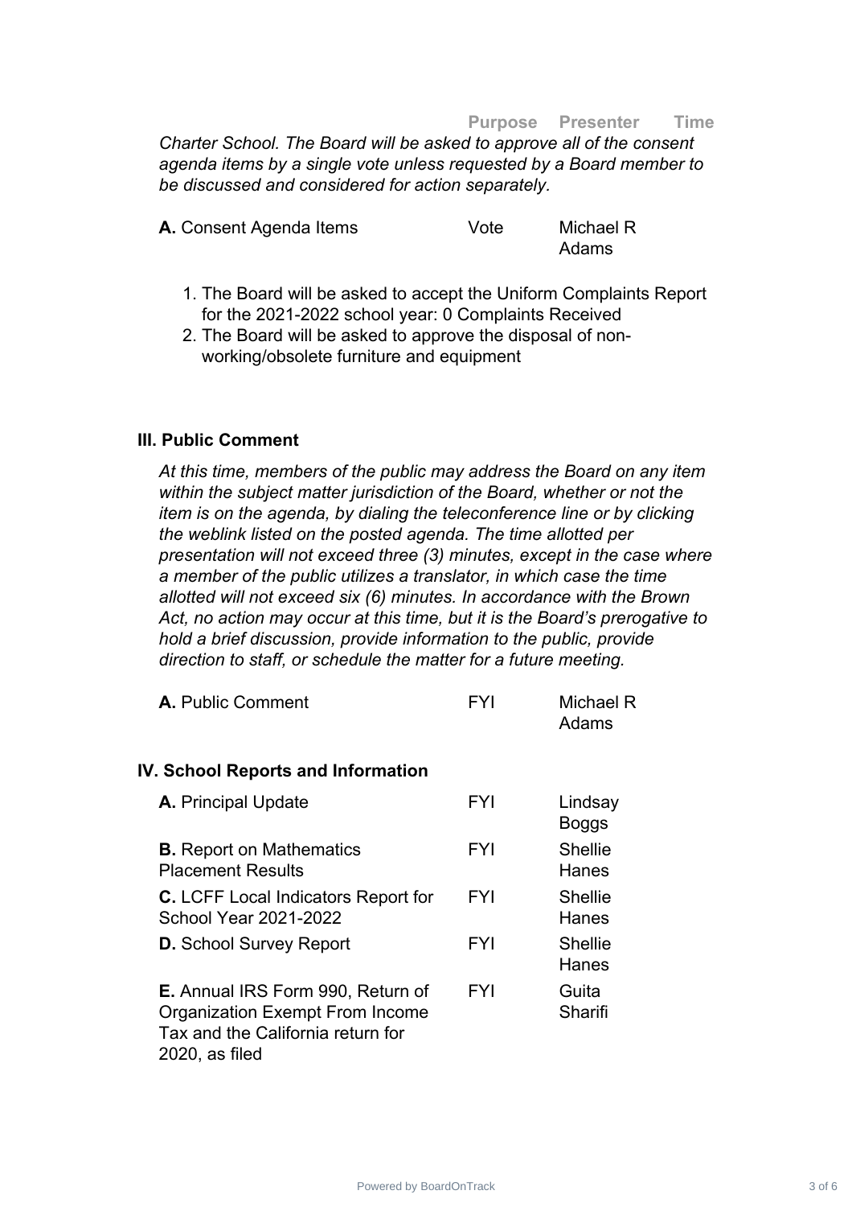| | Purpose | Presenter | Time |
|---|---|---|---|

*Charter School. The Board will be asked to approve all of the consent agenda items by a single vote unless requested by a Board member to be discussed and considered for action separately.*

| | Purpose | Presenter | Time |
|---|---|---|---|
| **A.** Consent Agenda Items | Vote | Michael R Adams | |

1. The Board will be asked to accept the Uniform Complaints Report for the 2021-2022 school year: 0 Complaints Received
2. The Board will be asked to approve the disposal of non-working/obsolete furniture and equipment

### III. Public Comment

*At this time, members of the public may address the Board on any item within the subject matter jurisdiction of the Board, whether or not the item is on the agenda, by dialing the teleconference line or by clicking the weblink listed on the posted agenda. The time allotted per presentation will not exceed three (3) minutes, except in the case where a member of the public utilizes a translator, in which case the time allotted will not exceed six (6) minutes. In accordance with the Brown Act, no action may occur at this time, but it is the Board's prerogative to hold a brief discussion, provide information to the public, provide direction to staff, or schedule the matter for a future meeting.*

| | Purpose | Presenter | Time |
|---|---|---|---|
| **A.** Public Comment | FYI | Michael R Adams | |

### IV. School Reports and Information

| | Purpose | Presenter | Time |
|---|---|---|---|
| **A.** Principal Update | FYI | Lindsay Boggs | |
| **B.** Report on Mathematics Placement Results | FYI | Shellie Hanes | |
| **C.** LCFF Local Indicators Report for School Year 2021-2022 | FYI | Shellie Hanes | |
| **D.** School Survey Report | FYI | Shellie Hanes | |
| **E.** Annual IRS Form 990, Return of Organization Exempt From Income Tax and the California return for 2020, as filed | FYI | Guita Sharifi | |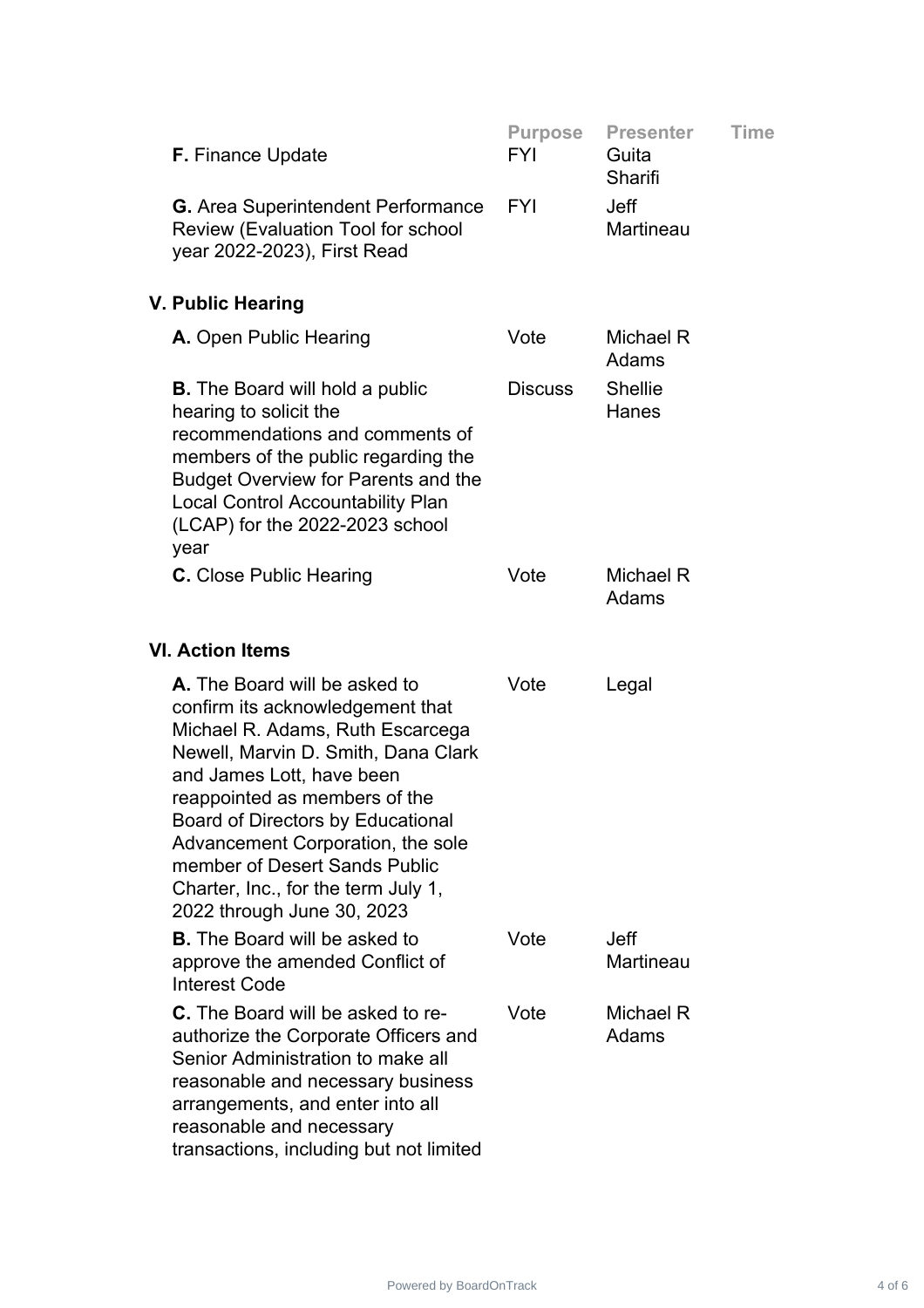| | Purpose | Presenter | Time |
|---|---|---|---|
| **F.** Finance Update | FYI | Guita Sharifi | |
| **G.** Area Superintendent Performance Review (Evaluation Tool for school year 2022-2023), First Read | FYI | Jeff Martineau | |

### V. Public Hearing

| | Purpose | Presenter | Time |
|---|---|---|---|
| **A.** Open Public Hearing | Vote | Michael R Adams | |
| **B.** The Board will hold a public hearing to solicit the recommendations and comments of members of the public regarding the Budget Overview for Parents and the Local Control Accountability Plan (LCAP) for the 2022-2023 school year | Discuss | Shellie Hanes | |
| **C.** Close Public Hearing | Vote | Michael R Adams | |

### VI. Action Items

| | Purpose | Presenter | Time |
|---|---|---|---|
| **A.** The Board will be asked to confirm its acknowledgement that Michael R. Adams, Ruth Escarcega Newell, Marvin D. Smith, Dana Clark and James Lott, have been reappointed as members of the Board of Directors by Educational Advancement Corporation, the sole member of Desert Sands Public Charter, Inc., for the term July 1, 2022 through June 30, 2023 | Vote | Legal | |
| **B.** The Board will be asked to approve the amended Conflict of Interest Code | Vote | Jeff Martineau | |
| **C.** The Board will be asked to re-authorize the Corporate Officers and Senior Administration to make all reasonable and necessary business arrangements, and enter into all reasonable and necessary transactions, including but not limited | Vote | Michael R Adams | |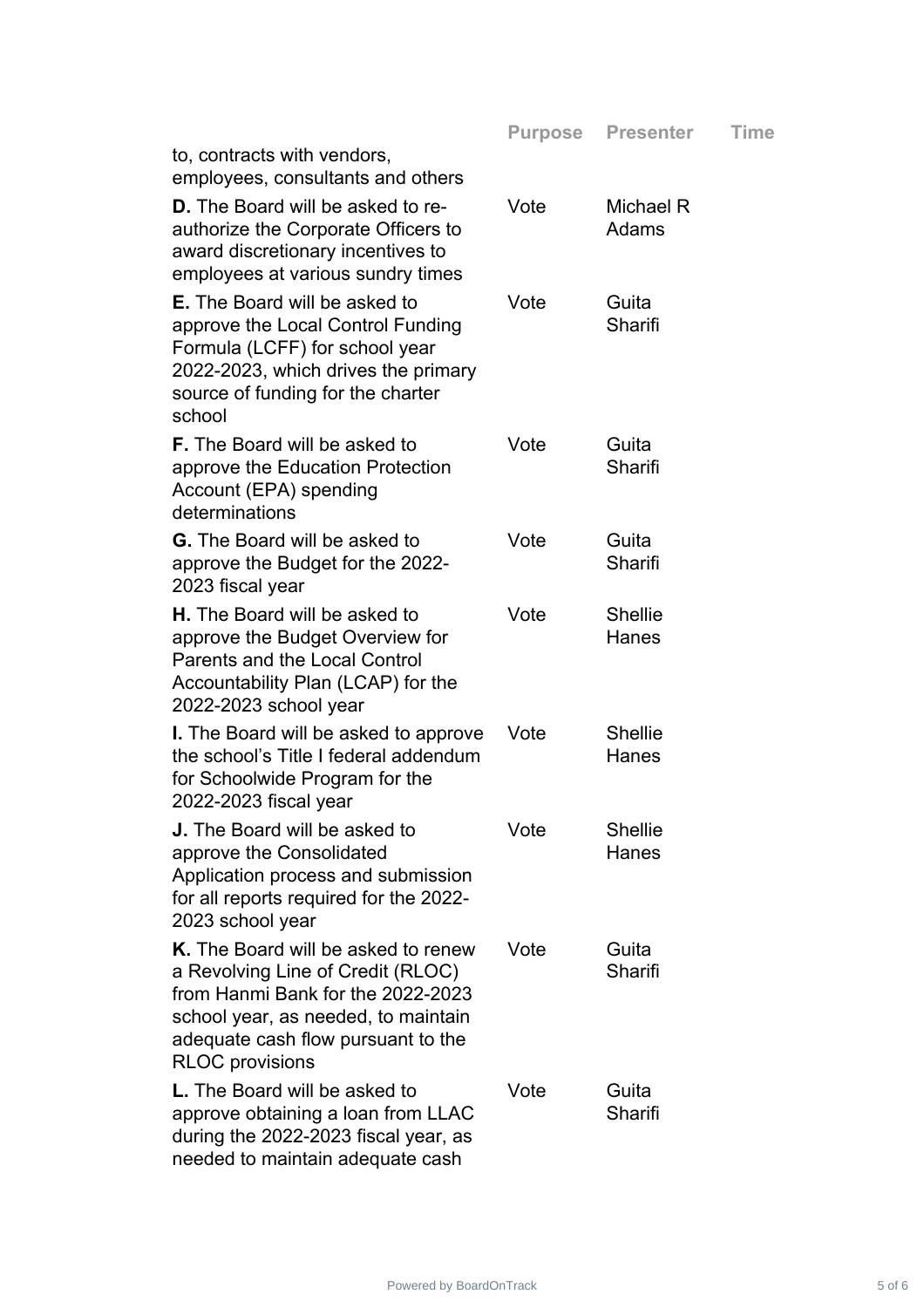| | Purpose | Presenter | Time |
|---|---|---|---|
| to, contracts with vendors, employees, consultants and others | | | |
| **D.** The Board will be asked to re-authorize the Corporate Officers to award discretionary incentives to employees at various sundry times | Vote | Michael R Adams | |
| **E.** The Board will be asked to approve the Local Control Funding Formula (LCFF) for school year 2022-2023, which drives the primary source of funding for the charter school | Vote | Guita Sharifi | |
| **F.** The Board will be asked to approve the Education Protection Account (EPA) spending determinations | Vote | Guita Sharifi | |
| **G.** The Board will be asked to approve the Budget for the 2022-2023 fiscal year | Vote | Guita Sharifi | |
| **H.** The Board will be asked to approve the Budget Overview for Parents and the Local Control Accountability Plan (LCAP) for the 2022-2023 school year | Vote | Shellie Hanes | |
| **I.** The Board will be asked to approve the school's Title I federal addendum for Schoolwide Program for the 2022-2023 fiscal year | Vote | Shellie Hanes | |
| **J.** The Board will be asked to approve the Consolidated Application process and submission for all reports required for the 2022-2023 school year | Vote | Shellie Hanes | |
| **K.** The Board will be asked to renew a Revolving Line of Credit (RLOC) from Hanmi Bank for the 2022-2023 school year, as needed, to maintain adequate cash flow pursuant to the RLOC provisions | Vote | Guita Sharifi | |
| **L.** The Board will be asked to approve obtaining a loan from LLAC during the 2022-2023 fiscal year, as needed to maintain adequate cash | Vote | Guita Sharifi | |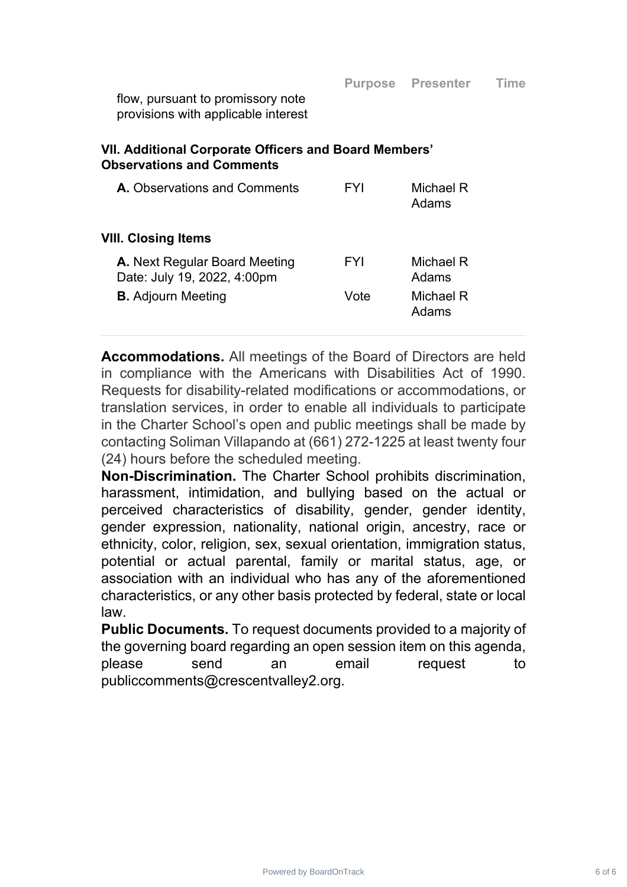| | Purpose | Presenter | Time |
|---|---|---|---|
| flow, pursuant to promissory note provisions with applicable interest | | | |
| **VII. Additional Corporate Officers and Board Members' Observations and Comments** | | | |
| **A.** Observations and Comments | FYI | Michael R Adams | |
| **VIII. Closing Items** | | | |
| **A.** Next Regular Board Meeting Date: July 19, 2022, 4:00pm | FYI | Michael R Adams | |
| **B.** Adjourn Meeting | Vote | Michael R Adams | |

---

**Accommodations.** All meetings of the Board of Directors are held in compliance with the Americans with Disabilities Act of 1990. Requests for disability-related modifications or accommodations, or translation services, in order to enable all individuals to participate in the Charter School's open and public meetings shall be made by contacting Soliman Villapando at (661) 272-1225 at least twenty four (24) hours before the scheduled meeting.

**Non-Discrimination.** The Charter School prohibits discrimination, harassment, intimidation, and bullying based on the actual or perceived characteristics of disability, gender, gender identity, gender expression, nationality, national origin, ancestry, race or ethnicity, color, religion, sex, sexual orientation, immigration status, potential or actual parental, family or marital status, age, or association with an individual who has any of the aforementioned characteristics, or any other basis protected by federal, state or local law.

**Public Documents.** To request documents provided to a majority of the governing board regarding an open session item on this agenda, please send an email request to publiccomments@crescentvalley2.org.